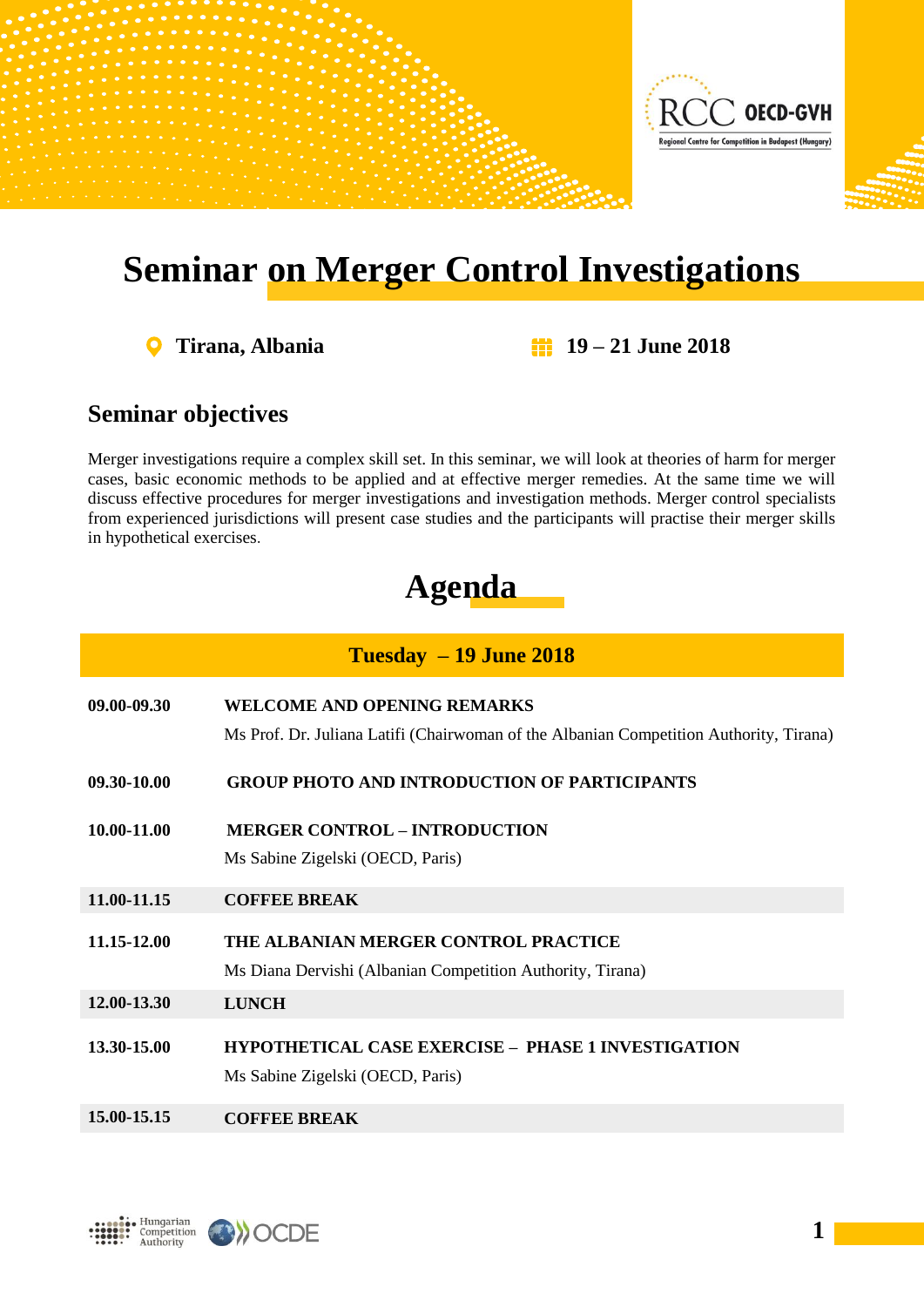# Seminar on Merger Control Investigations

**Tirana, Albania** **19 – 21 June 2018**

## Seminar objectives

Merger investigations require a complex skill set. In this seminar, we will look at theories of harm for merger cases, basic economic methods to be applied and at effective merger remedies. At the same time we will discuss effective procedures for merger investigations and investigation methods. Merger control specialists from experienced jurisdictions will present case studies and the participants will practise their merger skills in hypothetical exercises.

## Agenda

| Tuesday – 19 June 2018 | |
|---|---|
| **09.00-09.30** | **WELCOME AND OPENING REMARKS**<br>Ms Prof. Dr. Juliana Latifi (Chairwoman of the Albanian Competition Authority, Tirana) |
| **09.30-10.00** | **GROUP PHOTO AND INTRODUCTION OF PARTICIPANTS** |
| **10.00-11.00** | **MERGER CONTROL – INTRODUCTION**<br>Ms Sabine Zigelski (OECD, Paris) |
| **11.00-11.15** | **COFFEE BREAK** |
| **11.15-12.00** | **THE ALBANIAN MERGER CONTROL PRACTICE**<br>Ms Diana Dervishi (Albanian Competition Authority, Tirana) |
| **12.00-13.30** | **LUNCH** |
| **13.30-15.00** | **HYPOTHETICAL CASE EXERCISE – PHASE 1 INVESTIGATION**<br>Ms Sabine Zigelski (OECD, Paris) |
| **15.00-15.15** | **COFFEE BREAK** |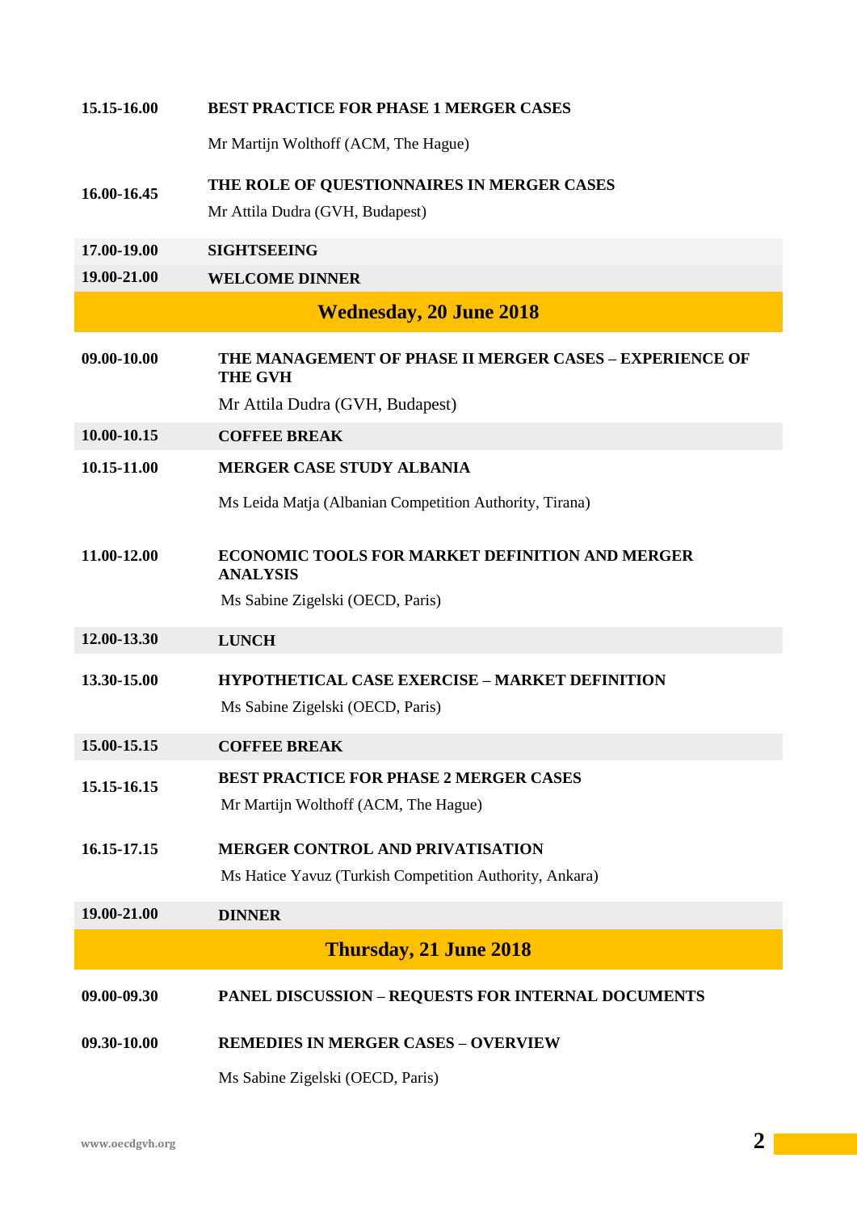| | |
|---|---|
| **15.15-16.00** | **BEST PRACTICE FOR PHASE 1 MERGER CASES**<br>Mr Martijn Wolthoff (ACM, The Hague) |
| **16.00-16.45** | **THE ROLE OF QUESTIONNAIRES IN MERGER CASES**<br>Mr Attila Dudra (GVH, Budapest) |
| **17.00-19.00** | **SIGHTSEEING** |
| **19.00-21.00** | **WELCOME DINNER** |

## Wednesday, 20 June 2018

| | |
|---|---|
| **09.00-10.00** | **THE MANAGEMENT OF PHASE II MERGER CASES – EXPERIENCE OF THE GVH**<br>Mr Attila Dudra (GVH, Budapest) |
| **10.00-10.15** | **COFFEE BREAK** |
| **10.15-11.00** | **MERGER CASE STUDY ALBANIA**<br>Ms Leida Matja (Albanian Competition Authority, Tirana) |
| **11.00-12.00** | **ECONOMIC TOOLS FOR MARKET DEFINITION AND MERGER ANALYSIS**<br>Ms Sabine Zigelski (OECD, Paris) |
| **12.00-13.30** | **LUNCH** |
| **13.30-15.00** | **HYPOTHETICAL CASE EXERCISE – MARKET DEFINITION**<br>Ms Sabine Zigelski (OECD, Paris) |
| **15.00-15.15** | **COFFEE BREAK** |
| **15.15-16.15** | **BEST PRACTICE FOR PHASE 2 MERGER CASES**<br>Mr Martijn Wolthoff (ACM, The Hague) |
| **16.15-17.15** | **MERGER CONTROL AND PRIVATISATION**<br>Ms Hatice Yavuz (Turkish Competition Authority, Ankara) |
| **19.00-21.00** | **DINNER** |

## Thursday, 21 June 2018

| | |
|---|---|
| **09.00-09.30** | **PANEL DISCUSSION – REQUESTS FOR INTERNAL DOCUMENTS** |
| **09.30-10.00** | **REMEDIES IN MERGER CASES – OVERVIEW**<br>Ms Sabine Zigelski (OECD, Paris) |

www.oecdgvh.org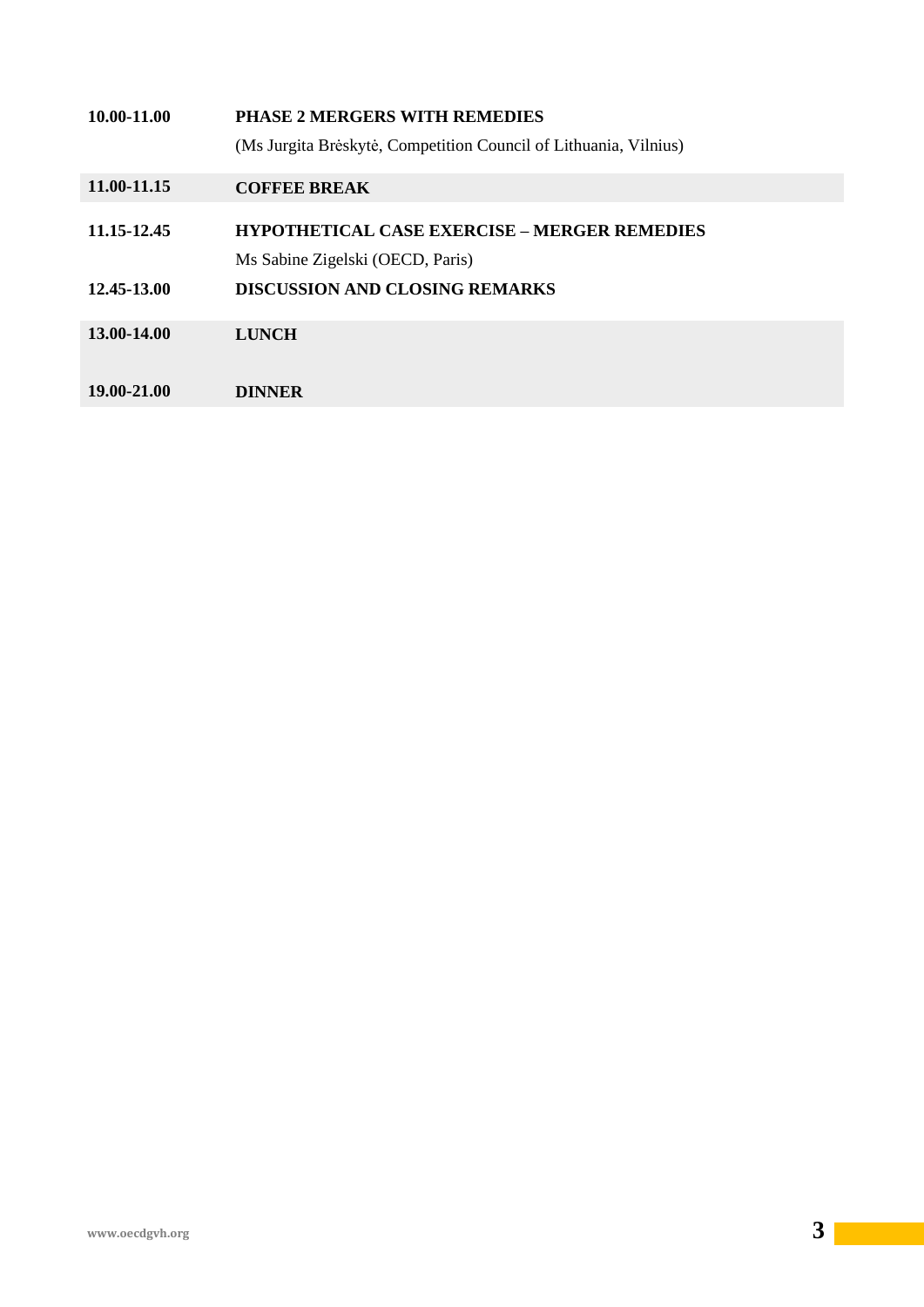| | |
|---|---|
| **10.00-11.00** | **PHASE 2 MERGERS WITH REMEDIES**<br>(Ms Jurgita Brėskytė, Competition Council of Lithuania, Vilnius) |
| **11.00-11.15** | **COFFEE BREAK** |
| **11.15-12.45** | **HYPOTHETICAL CASE EXERCISE – MERGER REMEDIES**<br>Ms Sabine Zigelski (OECD, Paris) |
| **12.45-13.00** | **DISCUSSION AND CLOSING REMARKS** |
| **13.00-14.00** | **LUNCH** |
| **19.00-21.00** | **DINNER** |

www.oecdgvh.org